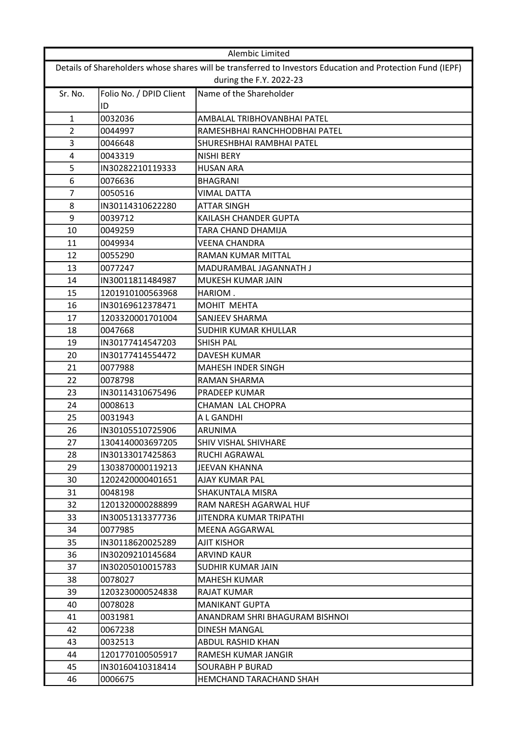| Alembic Limited | | |
|---|---|---|
| Details of Shareholders whose shares will be transferred to Investors Education and Protection Fund (IEPF) during the F.Y. 2022-23 | | |
| Sr. No. | Folio No. / DPID Client ID | Name of the Shareholder |
| 1 | 0032036 | AMBALAL TRIBHOVANBHAI PATEL |
| 2 | 0044997 | RAMESHBHAI RANCHHODBHAI PATEL |
| 3 | 0046648 | SHURESHBHAI RAMBHAI PATEL |
| 4 | 0043319 | NISHI BERY |
| 5 | IN30282210119333 | HUSAN ARA |
| 6 | 0076636 | BHAGRANI |
| 7 | 0050516 | VIMAL DATTA |
| 8 | IN30114310622280 | ATTAR SINGH |
| 9 | 0039712 | KAILASH CHANDER GUPTA |
| 10 | 0049259 | TARA CHAND DHAMIJA |
| 11 | 0049934 | VEENA CHANDRA |
| 12 | 0055290 | RAMAN KUMAR MITTAL |
| 13 | 0077247 | MADURAMBAL JAGANNATH J |
| 14 | IN30011811484987 | MUKESH KUMAR JAIN |
| 15 | 1201910100563968 | HARIOM . |
| 16 | IN30169612378471 | MOHIT MEHTA |
| 17 | 1203320001701004 | SANJEEV SHARMA |
| 18 | 0047668 | SUDHIR KUMAR KHULLAR |
| 19 | IN30177414547203 | SHISH PAL |
| 20 | IN30177414554472 | DAVESH KUMAR |
| 21 | 0077988 | MAHESH INDER SINGH |
| 22 | 0078798 | RAMAN SHARMA |
| 23 | IN30114310675496 | PRADEEP KUMAR |
| 24 | 0008613 | CHAMAN LAL CHOPRA |
| 25 | 0031943 | A L GANDHI |
| 26 | IN30105510725906 | ARUNIMA |
| 27 | 1304140003697205 | SHIV VISHAL SHIVHARE |
| 28 | IN30133017425863 | RUCHI AGRAWAL |
| 29 | 1303870000119213 | JEEVAN KHANNA |
| 30 | 1202420000401651 | AJAY KUMAR PAL |
| 31 | 0048198 | SHAKUNTALA MISRA |
| 32 | 1201320000288899 | RAM NARESH AGARWAL HUF |
| 33 | IN30051313377736 | JITENDRA KUMAR TRIPATHI |
| 34 | 0077985 | MEENA AGGARWAL |
| 35 | IN30118620025289 | AJIT KISHOR |
| 36 | IN30209210145684 | ARVIND KAUR |
| 37 | IN30205010015783 | SUDHIR KUMAR JAIN |
| 38 | 0078027 | MAHESH KUMAR |
| 39 | 1203230000524838 | RAJAT KUMAR |
| 40 | 0078028 | MANIKANT GUPTA |
| 41 | 0031981 | ANANDRAM SHRI BHAGURAM BISHNOI |
| 42 | 0067238 | DINESH MANGAL |
| 43 | 0032513 | ABDUL RASHID KHAN |
| 44 | 1201770100505917 | RAMESH KUMAR JANGIR |
| 45 | IN30160410318414 | SOURABH P BURAD |
| 46 | 0006675 | HEMCHAND TARACHAND SHAH |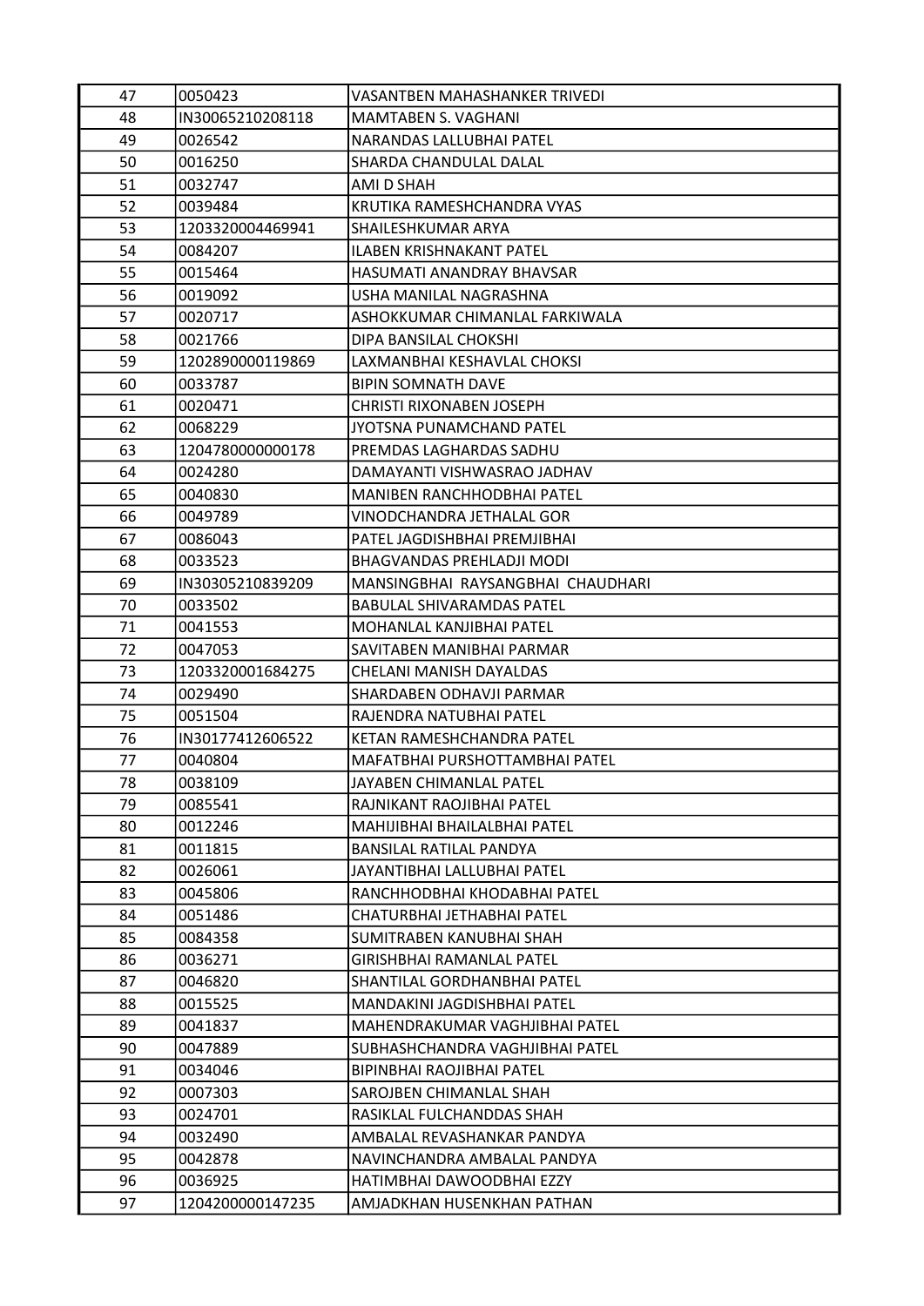| 47 | 0050423 | VASANTBEN MAHASHANKER TRIVEDI |
|---|---|---|
| 48 | IN30065210208118 | MAMTABEN S. VAGHANI |
| 49 | 0026542 | NARANDAS LALLUBHAI PATEL |
| 50 | 0016250 | SHARDA CHANDULAL DALAL |
| 51 | 0032747 | AMI D SHAH |
| 52 | 0039484 | KRUTIKA RAMESHCHANDRA VYAS |
| 53 | 1203320004469941 | SHAILESHKUMAR ARYA |
| 54 | 0084207 | ILABEN KRISHNAKANT PATEL |
| 55 | 0015464 | HASUMATI ANANDRAY BHAVSAR |
| 56 | 0019092 | USHA MANILAL NAGRASHNA |
| 57 | 0020717 | ASHOKKUMAR CHIMANLAL FARKIWALA |
| 58 | 0021766 | DIPA BANSILAL CHOKSHI |
| 59 | 1202890000119869 | LAXMANBHAI KESHAVLAL CHOKSI |
| 60 | 0033787 | BIPIN SOMNATH DAVE |
| 61 | 0020471 | CHRISTI RIXONABEN JOSEPH |
| 62 | 0068229 | JYOTSNA PUNAMCHAND PATEL |
| 63 | 1204780000000178 | PREMDAS LAGHARDAS SADHU |
| 64 | 0024280 | DAMAYANTI VISHWASRAO JADHAV |
| 65 | 0040830 | MANIBEN RANCHHODBHAI PATEL |
| 66 | 0049789 | VINODCHANDRA JETHALAL GOR |
| 67 | 0086043 | PATEL JAGDISHBHAI PREMJIBHAI |
| 68 | 0033523 | BHAGVANDAS PREHLADJI MODI |
| 69 | IN30305210839209 | MANSINGBHAI RAYSANGBHAI CHAUDHARI |
| 70 | 0033502 | BABULAL SHIVARAMDAS PATEL |
| 71 | 0041553 | MOHANLAL KANJIBHAI PATEL |
| 72 | 0047053 | SAVITABEN MANIBHAI PARMAR |
| 73 | 1203320001684275 | CHELANI MANISH DAYALDAS |
| 74 | 0029490 | SHARDABEN ODHAVJI PARMAR |
| 75 | 0051504 | RAJENDRA NATUBHAI PATEL |
| 76 | IN30177412606522 | KETAN RAMESHCHANDRA PATEL |
| 77 | 0040804 | MAFATBHAI PURSHOTTAMBHAI PATEL |
| 78 | 0038109 | JAYABEN CHIMANLAL PATEL |
| 79 | 0085541 | RAJNIKANT RAOJIBHAI PATEL |
| 80 | 0012246 | MAHIJIBHAI BHAILALBHAI PATEL |
| 81 | 0011815 | BANSILAL RATILAL PANDYA |
| 82 | 0026061 | JAYANTIBHAI LALLUBHAI PATEL |
| 83 | 0045806 | RANCHHODBHAI KHODABHAI PATEL |
| 84 | 0051486 | CHATURBHAI JETHABHAI PATEL |
| 85 | 0084358 | SUMITRABEN KANUBHAI SHAH |
| 86 | 0036271 | GIRISHBHAI RAMANLAL PATEL |
| 87 | 0046820 | SHANTILAL GORDHANBHAI PATEL |
| 88 | 0015525 | MANDAKINI JAGDISHBHAI PATEL |
| 89 | 0041837 | MAHENDRAKUMAR VAGHJIBHAI PATEL |
| 90 | 0047889 | SUBHASHCHANDRA VAGHJIBHAI PATEL |
| 91 | 0034046 | BIPINBHAI RAOJIBHAI PATEL |
| 92 | 0007303 | SAROJBEN CHIMANLAL SHAH |
| 93 | 0024701 | RASIKLAL FULCHANDDAS SHAH |
| 94 | 0032490 | AMBALAL REVASHANKAR PANDYA |
| 95 | 0042878 | NAVINCHANDRA AMBALAL PANDYA |
| 96 | 0036925 | HATIMBHAI DAWOODBHAI EZZY |
| 97 | 1204200000147235 | AMJADKHAN HUSENKHAN PATHAN |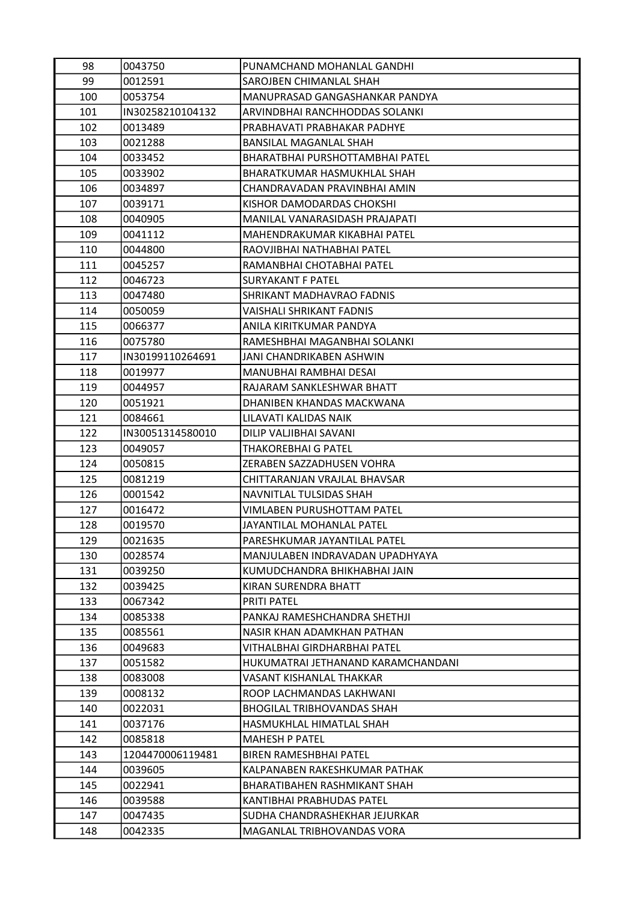| 98 | 0043750 | PUNAMCHAND MOHANLAL GANDHI |
|---|---|---|
| 99 | 0012591 | SAROJBEN CHIMANLAL SHAH |
| 100 | 0053754 | MANUPRASAD GANGASHANKAR PANDYA |
| 101 | IN30258210104132 | ARVINDBHAI RANCHHODDAS SOLANKI |
| 102 | 0013489 | PRABHAVATI PRABHAKAR PADHYE |
| 103 | 0021288 | BANSILAL MAGANLAL SHAH |
| 104 | 0033452 | BHARATBHAI PURSHOTTAMBHAI PATEL |
| 105 | 0033902 | BHARATKUMAR HASMUKHLAL SHAH |
| 106 | 0034897 | CHANDRAVADAN PRAVINBHAI AMIN |
| 107 | 0039171 | KISHOR DAMODARDAS CHOKSHI |
| 108 | 0040905 | MANILAL VANARASIDASH PRAJAPATI |
| 109 | 0041112 | MAHENDRAKUMAR KIKABHAI PATEL |
| 110 | 0044800 | RAOVJIBHAI NATHABHAI PATEL |
| 111 | 0045257 | RAMANBHAI CHOTABHAI PATEL |
| 112 | 0046723 | SURYAKANT F PATEL |
| 113 | 0047480 | SHRIKANT MADHAVRAO FADNIS |
| 114 | 0050059 | VAISHALI SHRIKANT FADNIS |
| 115 | 0066377 | ANILA KIRITKUMAR PANDYA |
| 116 | 0075780 | RAMESHBHAI MAGANBHAI SOLANKI |
| 117 | IN30199110264691 | JANI CHANDRIKABEN ASHWIN |
| 118 | 0019977 | MANUBHAI RAMBHAI DESAI |
| 119 | 0044957 | RAJARAM SANKLESHWAR BHATT |
| 120 | 0051921 | DHANIBEN KHANDAS MACKWANA |
| 121 | 0084661 | LILAVATI KALIDAS NAIK |
| 122 | IN30051314580010 | DILIP VALJIBHAI SAVANI |
| 123 | 0049057 | THAKOREBHAI G PATEL |
| 124 | 0050815 | ZERABEN SAZZADHUSEN VOHRA |
| 125 | 0081219 | CHITTARANJAN VRAJLAL BHAVSAR |
| 126 | 0001542 | NAVNITLAL TULSIDAS SHAH |
| 127 | 0016472 | VIMLABEN PURUSHOTTAM PATEL |
| 128 | 0019570 | JAYANTILAL MOHANLAL PATEL |
| 129 | 0021635 | PARESHKUMAR JAYANTILAL PATEL |
| 130 | 0028574 | MANJULABEN INDRAVADAN UPADHYAYA |
| 131 | 0039250 | KUMUDCHANDRA BHIKHABHAI JAIN |
| 132 | 0039425 | KIRAN SURENDRA BHATT |
| 133 | 0067342 | PRITI PATEL |
| 134 | 0085338 | PANKAJ RAMESHCHANDRA SHETHJI |
| 135 | 0085561 | NASIR KHAN ADAMKHAN PATHAN |
| 136 | 0049683 | VITHALBHAI GIRDHARBHAI PATEL |
| 137 | 0051582 | HUKUMATRAI JETHANAND KARAMCHANDANI |
| 138 | 0083008 | VASANT KISHANLAL THAKKAR |
| 139 | 0008132 | ROOP LACHMANDAS LAKHWANI |
| 140 | 0022031 | BHOGILAL TRIBHOVANDAS SHAH |
| 141 | 0037176 | HASMUKHLAL HIMATLAL SHAH |
| 142 | 0085818 | MAHESH P PATEL |
| 143 | 1204470006119481 | BIREN RAMESHBHAI PATEL |
| 144 | 0039605 | KALPANABEN RAKESHKUMAR PATHAK |
| 145 | 0022941 | BHARATIBAHEN RASHMIKANT SHAH |
| 146 | 0039588 | KANTIBHAI PRABHUDAS PATEL |
| 147 | 0047435 | SUDHA CHANDRASHEKHAR JEJURKAR |
| 148 | 0042335 | MAGANLAL TRIBHOVANDAS VORA |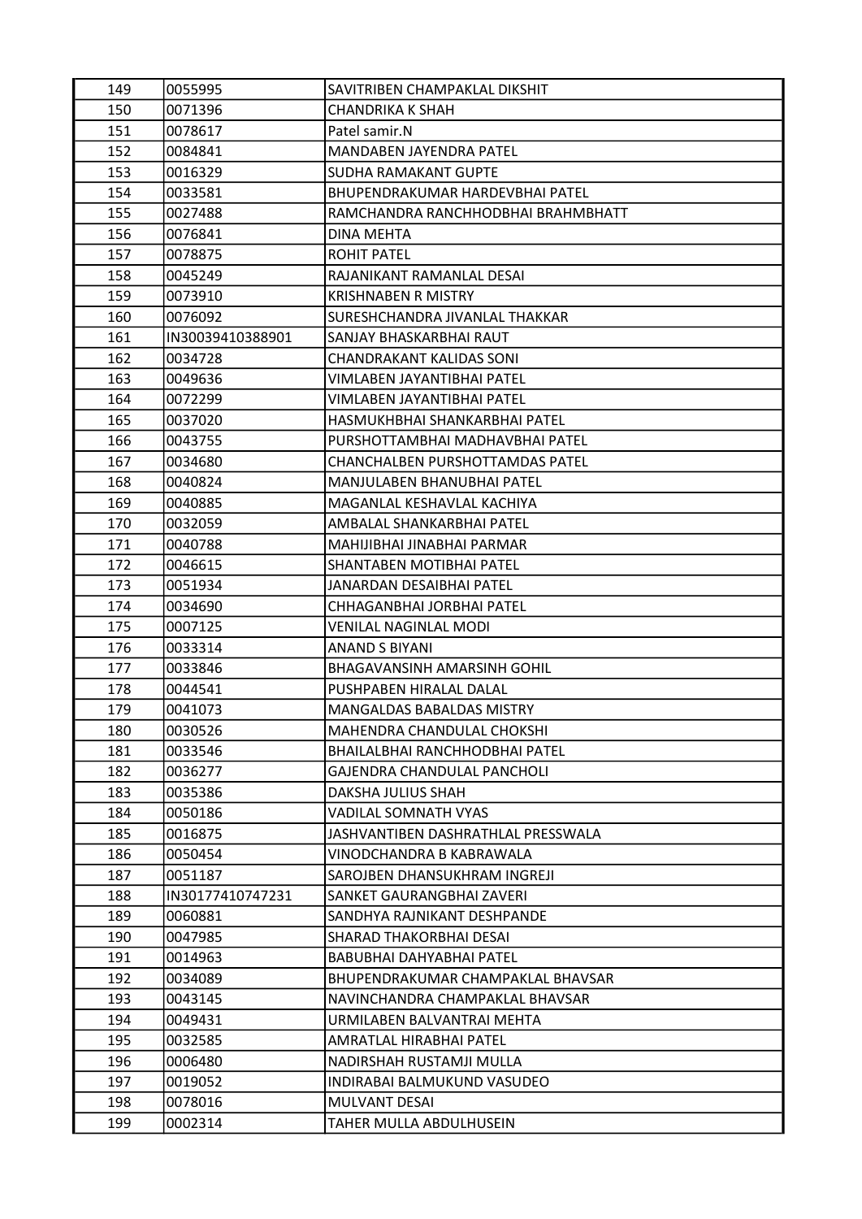| | | |
|---|---|---|
| 149 | 0055995 | SAVITRIBEN CHAMPAKLAL DIKSHIT |
| 150 | 0071396 | CHANDRIKA K SHAH |
| 151 | 0078617 | Patel samir.N |
| 152 | 0084841 | MANDABEN JAYENDRA PATEL |
| 153 | 0016329 | SUDHA RAMAKANT GUPTE |
| 154 | 0033581 | BHUPENDRAKUMAR HARDEVBHAI PATEL |
| 155 | 0027488 | RAMCHANDRA RANCHHODBHAI BRAHMBHATT |
| 156 | 0076841 | DINA MEHTA |
| 157 | 0078875 | ROHIT PATEL |
| 158 | 0045249 | RAJANIKANT RAMANLAL DESAI |
| 159 | 0073910 | KRISHNABEN R MISTRY |
| 160 | 0076092 | SURESHCHANDRA JIVANLAL THAKKAR |
| 161 | IN30039410388901 | SANJAY BHASKARBHAI RAUT |
| 162 | 0034728 | CHANDRAKANT KALIDAS SONI |
| 163 | 0049636 | VIMLABEN JAYANTIBHAI PATEL |
| 164 | 0072299 | VIMLABEN JAYANTIBHAI PATEL |
| 165 | 0037020 | HASMUKHBHAI SHANKARBHAI PATEL |
| 166 | 0043755 | PURSHOTTAMBHAI MADHAVBHAI PATEL |
| 167 | 0034680 | CHANCHALBEN PURSHOTTAMDAS PATEL |
| 168 | 0040824 | MANJULABEN BHANUBHAI PATEL |
| 169 | 0040885 | MAGANLAL KESHAVLAL KACHIYA |
| 170 | 0032059 | AMBALAL SHANKARBHAI PATEL |
| 171 | 0040788 | MAHIJIBHAI JINABHAI PARMAR |
| 172 | 0046615 | SHANTABEN MOTIBHAI PATEL |
| 173 | 0051934 | JANARDAN DESAIBHAI PATEL |
| 174 | 0034690 | CHHAGANBHAI JORBHAI PATEL |
| 175 | 0007125 | VENILAL NAGINLAL MODI |
| 176 | 0033314 | ANAND S BIYANI |
| 177 | 0033846 | BHAGAVANSINH AMARSINH GOHIL |
| 178 | 0044541 | PUSHPABEN HIRALAL DALAL |
| 179 | 0041073 | MANGALDAS BABALDAS MISTRY |
| 180 | 0030526 | MAHENDRA CHANDULAL CHOKSHI |
| 181 | 0033546 | BHAILALBHAI RANCHHODBHAI PATEL |
| 182 | 0036277 | GAJENDRA CHANDULAL PANCHOLI |
| 183 | 0035386 | DAKSHA JULIUS SHAH |
| 184 | 0050186 | VADILAL SOMNATH VYAS |
| 185 | 0016875 | JASHVANTIBEN DASHRATHLAL PRESSWALA |
| 186 | 0050454 | VINODCHANDRA B KABRAWALA |
| 187 | 0051187 | SAROJBEN DHANSUKHRAM INGREJI |
| 188 | IN30177410747231 | SANKET GAURANGBHAI ZAVERI |
| 189 | 0060881 | SANDHYA RAJNIKANT DESHPANDE |
| 190 | 0047985 | SHARAD THAKORBHAI DESAI |
| 191 | 0014963 | BABUBHAI DAHYABHAI PATEL |
| 192 | 0034089 | BHUPENDRAKUMAR CHAMPAKLAL BHAVSAR |
| 193 | 0043145 | NAVINCHANDRA CHAMPAKLAL BHAVSAR |
| 194 | 0049431 | URMILABEN BALVANTRAI MEHTA |
| 195 | 0032585 | AMRATLAL HIRABHAI PATEL |
| 196 | 0006480 | NADIRSHAH RUSTAMJI MULLA |
| 197 | 0019052 | INDIRABAI BALMUKUND VASUDEO |
| 198 | 0078016 | MULVANT DESAI |
| 199 | 0002314 | TAHER MULLA ABDULHUSEIN |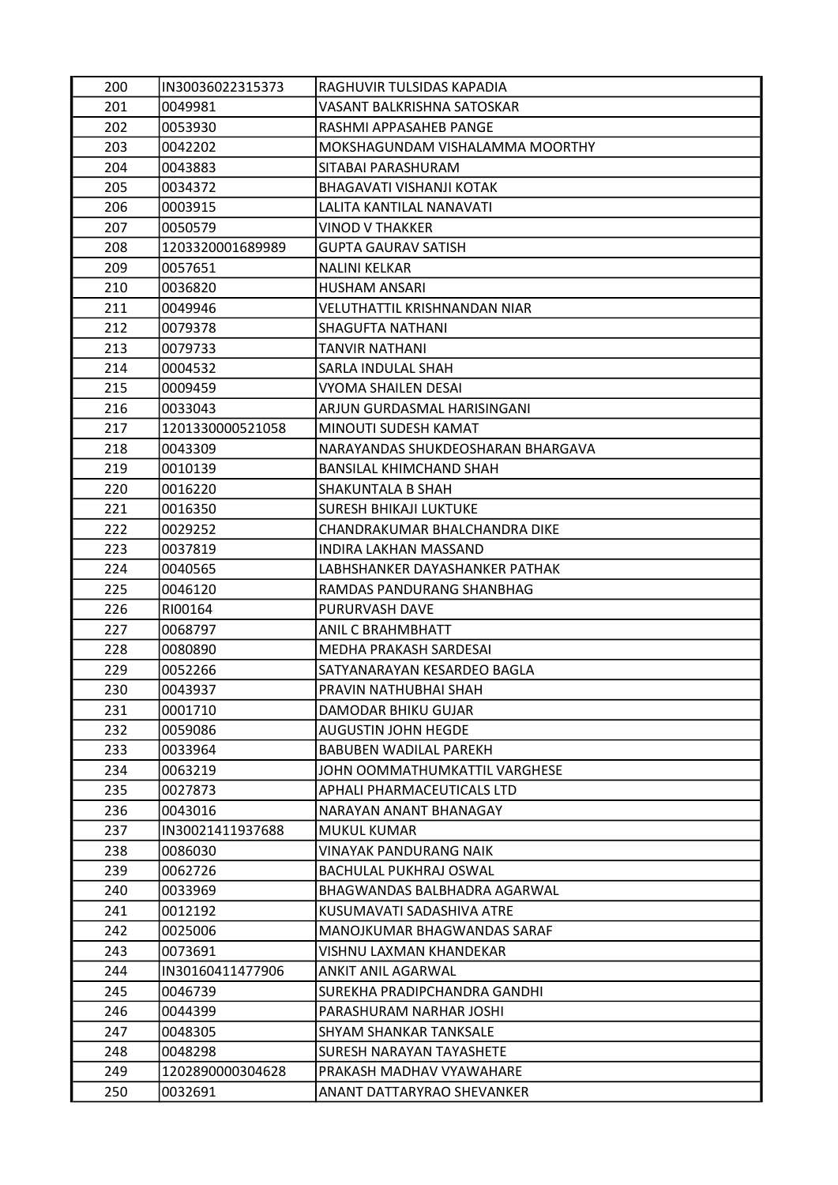| 200 | IN30036022315373 | RAGHUVIR TULSIDAS KAPADIA |
|---|---|---|
| 201 | 0049981 | VASANT BALKRISHNA SATOSKAR |
| 202 | 0053930 | RASHMI APPASAHEB PANGE |
| 203 | 0042202 | MOKSHAGUNDAM VISHALAMMA MOORTHY |
| 204 | 0043883 | SITABAI PARASHURAM |
| 205 | 0034372 | BHAGAVATI VISHANJI KOTAK |
| 206 | 0003915 | LALITA KANTILAL NANAVATI |
| 207 | 0050579 | VINOD V THAKKER |
| 208 | 1203320001689989 | GUPTA GAURAV SATISH |
| 209 | 0057651 | NALINI KELKAR |
| 210 | 0036820 | HUSHAM ANSARI |
| 211 | 0049946 | VELUTHATTIL KRISHNANDAN NIAR |
| 212 | 0079378 | SHAGUFTA NATHANI |
| 213 | 0079733 | TANVIR NATHANI |
| 214 | 0004532 | SARLA INDULAL SHAH |
| 215 | 0009459 | VYOMA SHAILEN DESAI |
| 216 | 0033043 | ARJUN GURDASMAL HARISINGANI |
| 217 | 1201330000521058 | MINOUTI SUDESH KAMAT |
| 218 | 0043309 | NARAYANDAS SHUKDEOSHARAN BHARGAVA |
| 219 | 0010139 | BANSILAL KHIMCHAND SHAH |
| 220 | 0016220 | SHAKUNTALA B SHAH |
| 221 | 0016350 | SURESH BHIKAJI LUKTUKE |
| 222 | 0029252 | CHANDRAKUMAR BHALCHANDRA DIKE |
| 223 | 0037819 | INDIRA LAKHAN MASSAND |
| 224 | 0040565 | LABHSHANKER DAYASHANKER PATHAK |
| 225 | 0046120 | RAMDAS PANDURANG SHANBHAG |
| 226 | RI00164 | PURURVASH DAVE |
| 227 | 0068797 | ANIL C BRAHMBHATT |
| 228 | 0080890 | MEDHA PRAKASH SARDESAI |
| 229 | 0052266 | SATYANARAYAN KESARDEO BAGLA |
| 230 | 0043937 | PRAVIN NATHUBHAI SHAH |
| 231 | 0001710 | DAMODAR BHIKU GUJAR |
| 232 | 0059086 | AUGUSTIN JOHN HEGDE |
| 233 | 0033964 | BABUBEN WADILAL PAREKH |
| 234 | 0063219 | JOHN OOMMATHUMKATTIL VARGHESE |
| 235 | 0027873 | APHALI PHARMACEUTICALS LTD |
| 236 | 0043016 | NARAYAN ANANT BHANAGAY |
| 237 | IN30021411937688 | MUKUL KUMAR |
| 238 | 0086030 | VINAYAK PANDURANG NAIK |
| 239 | 0062726 | BACHULAL PUKHRAJ OSWAL |
| 240 | 0033969 | BHAGWANDAS BALBHADRA AGARWAL |
| 241 | 0012192 | KUSUMAVATI SADASHIVA ATRE |
| 242 | 0025006 | MANOJKUMAR BHAGWANDAS SARAF |
| 243 | 0073691 | VISHNU LAXMAN KHANDEKAR |
| 244 | IN30160411477906 | ANKIT ANIL AGARWAL |
| 245 | 0046739 | SUREKHA PRADIPCHANDRA GANDHI |
| 246 | 0044399 | PARASHURAM NARHAR JOSHI |
| 247 | 0048305 | SHYAM SHANKAR TANKSALE |
| 248 | 0048298 | SURESH NARAYAN TAYASHETE |
| 249 | 1202890000304628 | PRAKASH MADHAV VYAWAHARE |
| 250 | 0032691 | ANANT DATTARYRAO SHEVANKER |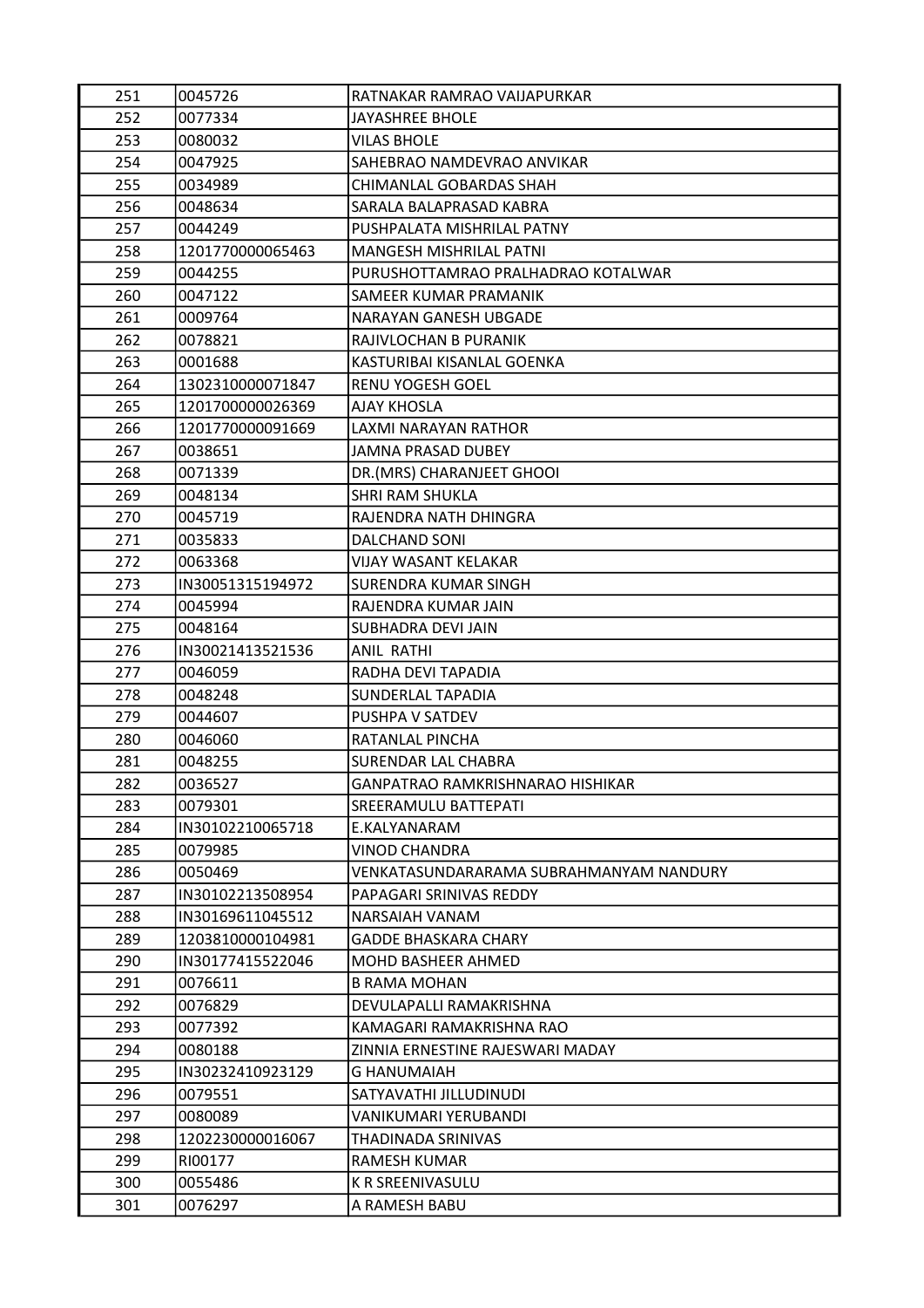| 251 | 0045726 | RATNAKAR RAMRAO VAIJAPURKAR |
|---|---|---|
| 252 | 0077334 | JAYASHREE BHOLE |
| 253 | 0080032 | VILAS BHOLE |
| 254 | 0047925 | SAHEBRAO NAMDEVRAO ANVIKAR |
| 255 | 0034989 | CHIMANLAL GOBARDAS SHAH |
| 256 | 0048634 | SARALA BALAPRASAD KABRA |
| 257 | 0044249 | PUSHPALATA MISHRILAL PATNY |
| 258 | 1201770000065463 | MANGESH MISHRILAL PATNI |
| 259 | 0044255 | PURUSHOTTAMRAO PRALHADRAO KOTALWAR |
| 260 | 0047122 | SAMEER KUMAR PRAMANIK |
| 261 | 0009764 | NARAYAN GANESH UBGADE |
| 262 | 0078821 | RAJIVLOCHAN B PURANIK |
| 263 | 0001688 | KASTURIBAI KISANLAL GOENKA |
| 264 | 1302310000071847 | RENU YOGESH GOEL |
| 265 | 1201700000026369 | AJAY KHOSLA |
| 266 | 1201770000091669 | LAXMI NARAYAN RATHOR |
| 267 | 0038651 | JAMNA PRASAD DUBEY |
| 268 | 0071339 | DR.(MRS) CHARANJEET GHOOI |
| 269 | 0048134 | SHRI RAM SHUKLA |
| 270 | 0045719 | RAJENDRA NATH DHINGRA |
| 271 | 0035833 | DALCHAND SONI |
| 272 | 0063368 | VIJAY WASANT KELAKAR |
| 273 | IN30051315194972 | SURENDRA KUMAR SINGH |
| 274 | 0045994 | RAJENDRA KUMAR JAIN |
| 275 | 0048164 | SUBHADRA DEVI JAIN |
| 276 | IN30021413521536 | ANIL RATHI |
| 277 | 0046059 | RADHA DEVI TAPADIA |
| 278 | 0048248 | SUNDERLAL TAPADIA |
| 279 | 0044607 | PUSHPA V SATDEV |
| 280 | 0046060 | RATANLAL PINCHA |
| 281 | 0048255 | SURENDAR LAL CHABRA |
| 282 | 0036527 | GANPATRAO RAMKRISHNARAO HISHIKAR |
| 283 | 0079301 | SREERAMULU BATTEPATI |
| 284 | IN30102210065718 | E.KALYANARAM |
| 285 | 0079985 | VINOD CHANDRA |
| 286 | 0050469 | VENKATASUNDARARAMA SUBRAHMANYAM NANDURY |
| 287 | IN30102213508954 | PAPAGARI SRINIVAS REDDY |
| 288 | IN30169611045512 | NARSAIAH VANAM |
| 289 | 1203810000104981 | GADDE BHASKARA CHARY |
| 290 | IN30177415522046 | MOHD BASHEER AHMED |
| 291 | 0076611 | B RAMA MOHAN |
| 292 | 0076829 | DEVULAPALLI RAMAKRISHNA |
| 293 | 0077392 | KAMAGARI RAMAKRISHNA RAO |
| 294 | 0080188 | ZINNIA ERNESTINE RAJESWARI MADAY |
| 295 | IN30232410923129 | G HANUMAIAH |
| 296 | 0079551 | SATYAVATHI JILLUDINUDI |
| 297 | 0080089 | VANIKUMARI YERUBANDI |
| 298 | 1202230000016067 | THADINADA SRINIVAS |
| 299 | RI00177 | RAMESH KUMAR |
| 300 | 0055486 | K R SREENIVASULU |
| 301 | 0076297 | A RAMESH BABU |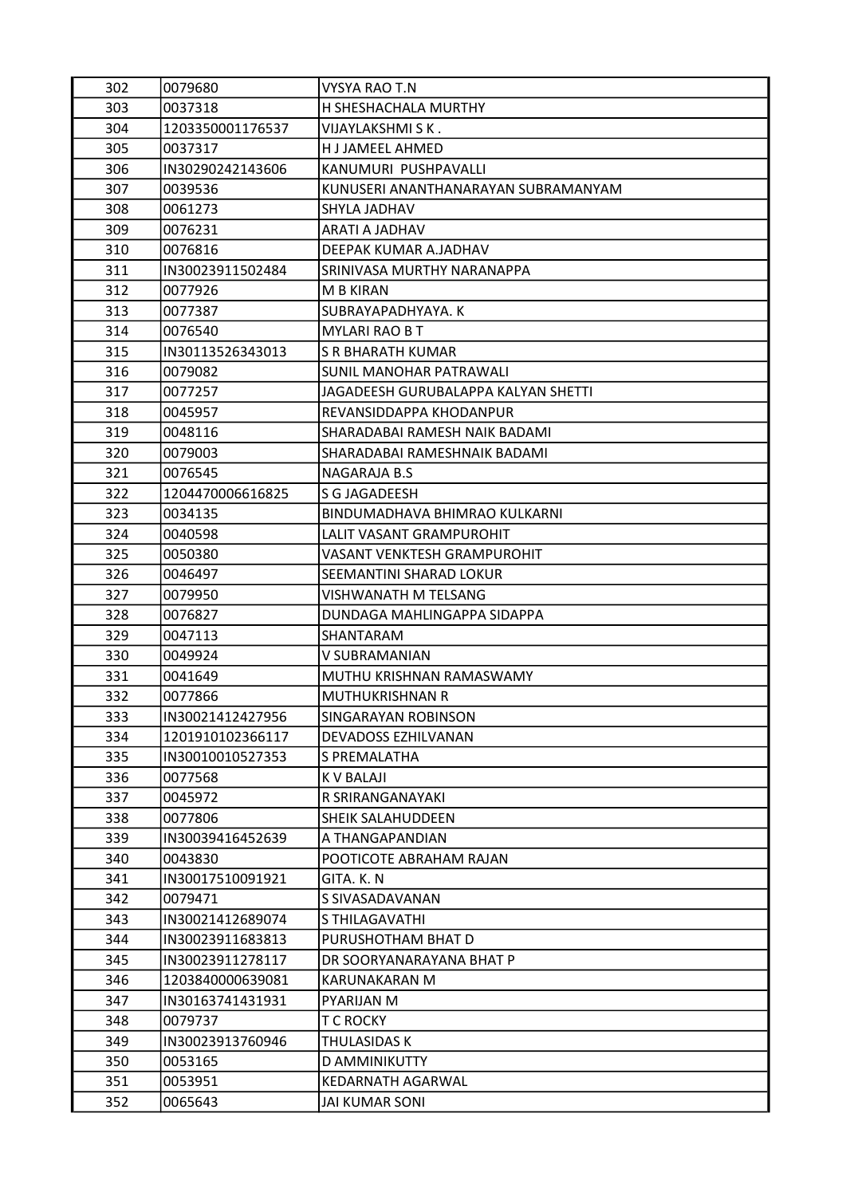| 302 | 0079680 | VYSYA RAO T.N |
|---|---|---|
| 303 | 0037318 | H SHESHACHALA MURTHY |
| 304 | 1203350001176537 | VIJAYLAKSHMI S K . |
| 305 | 0037317 | H J JAMEEL AHMED |
| 306 | IN30290242143606 | KANUMURI PUSHPAVALLI |
| 307 | 0039536 | KUNUSERI ANANTHANARAYAN SUBRAMANYAM |
| 308 | 0061273 | SHYLA JADHAV |
| 309 | 0076231 | ARATI A JADHAV |
| 310 | 0076816 | DEEPAK KUMAR A.JADHAV |
| 311 | IN30023911502484 | SRINIVASA MURTHY NARANAPPA |
| 312 | 0077926 | M B KIRAN |
| 313 | 0077387 | SUBRAYAPADHYAYA. K |
| 314 | 0076540 | MYLARI RAO B T |
| 315 | IN30113526343013 | S R BHARATH KUMAR |
| 316 | 0079082 | SUNIL MANOHAR PATRAWALI |
| 317 | 0077257 | JAGADEESH GURUBALAPPA KALYAN SHETTI |
| 318 | 0045957 | REVANSIDDAPPA KHODANPUR |
| 319 | 0048116 | SHARADABAI RAMESH NAIK BADAMI |
| 320 | 0079003 | SHARADABAI RAMESHNAIK BADAMI |
| 321 | 0076545 | NAGARAJA B.S |
| 322 | 1204470006616825 | S G JAGADEESH |
| 323 | 0034135 | BINDUMADHAVA BHIMRAO KULKARNI |
| 324 | 0040598 | LALIT VASANT GRAMPUROHIT |
| 325 | 0050380 | VASANT VENKTESH GRAMPUROHIT |
| 326 | 0046497 | SEEMANTINI SHARAD LOKUR |
| 327 | 0079950 | VISHWANATH M TELSANG |
| 328 | 0076827 | DUNDAGA MAHLINGAPPA SIDAPPA |
| 329 | 0047113 | SHANTARAM |
| 330 | 0049924 | V SUBRAMANIAN |
| 331 | 0041649 | MUTHU KRISHNAN RAMASWAMY |
| 332 | 0077866 | MUTHUKRISHNAN R |
| 333 | IN30021412427956 | SINGARAYAN ROBINSON |
| 334 | 1201910102366117 | DEVADOSS EZHILVANAN |
| 335 | IN30010010527353 | S PREMALATHA |
| 336 | 0077568 | K V BALAJI |
| 337 | 0045972 | R SRIRANGANAYAKI |
| 338 | 0077806 | SHEIK SALAHUDDEEN |
| 339 | IN30039416452639 | A THANGAPANDIAN |
| 340 | 0043830 | POOTICOTE ABRAHAM RAJAN |
| 341 | IN30017510091921 | GITA. K. N |
| 342 | 0079471 | S SIVASADAVANAN |
| 343 | IN30021412689074 | S THILAGAVATHI |
| 344 | IN30023911683813 | PURUSHOTHAM BHAT D |
| 345 | IN30023911278117 | DR SOORYANARAYANA BHAT P |
| 346 | 1203840000639081 | KARUNAKARAN M |
| 347 | IN30163741431931 | PYARIJAN M |
| 348 | 0079737 | T C ROCKY |
| 349 | IN30023913760946 | THULASIDAS K |
| 350 | 0053165 | D AMMINIKUTTY |
| 351 | 0053951 | KEDARNATH AGARWAL |
| 352 | 0065643 | JAI KUMAR SONI |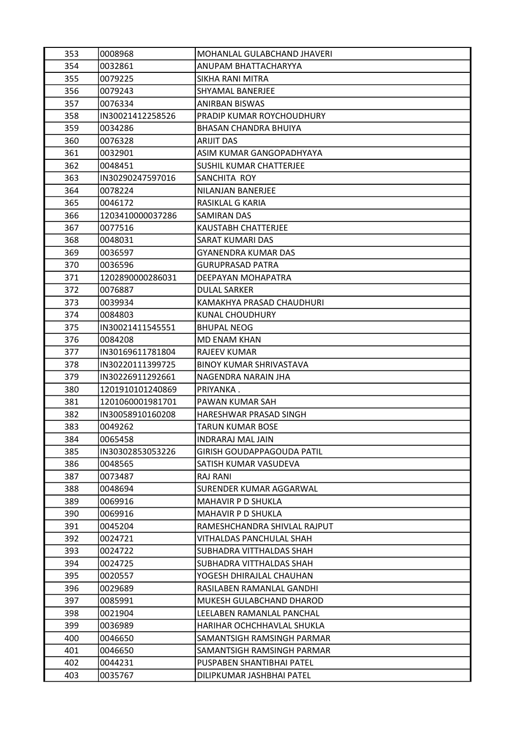| 353 | 0008968 | MOHANLAL GULABCHAND JHAVERI |
|---|---|---|
| 354 | 0032861 | ANUPAM BHATTACHARYYA |
| 355 | 0079225 | SIKHA RANI MITRA |
| 356 | 0079243 | SHYAMAL BANERJEE |
| 357 | 0076334 | ANIRBAN BISWAS |
| 358 | IN30021412258526 | PRADIP KUMAR ROYCHOUDHURY |
| 359 | 0034286 | BHASAN CHANDRA BHUIYA |
| 360 | 0076328 | ARIJIT DAS |
| 361 | 0032901 | ASIM KUMAR GANGOPADHYAYA |
| 362 | 0048451 | SUSHIL KUMAR CHATTERJEE |
| 363 | IN30290247597016 | SANCHITA ROY |
| 364 | 0078224 | NILANJAN BANERJEE |
| 365 | 0046172 | RASIKLAL G KARIA |
| 366 | 1203410000037286 | SAMIRAN DAS |
| 367 | 0077516 | KAUSTABH CHATTERJEE |
| 368 | 0048031 | SARAT KUMARI DAS |
| 369 | 0036597 | GYANENDRA KUMAR DAS |
| 370 | 0036596 | GURUPRASAD PATRA |
| 371 | 1202890000286031 | DEEPAYAN MOHAPATRA |
| 372 | 0076887 | DULAL SARKER |
| 373 | 0039934 | KAMAKHYA PRASAD CHAUDHURI |
| 374 | 0084803 | KUNAL CHOUDHURY |
| 375 | IN30021411545551 | BHUPAL NEOG |
| 376 | 0084208 | MD ENAM KHAN |
| 377 | IN30169611781804 | RAJEEV KUMAR |
| 378 | IN30220111399725 | BINOY KUMAR SHRIVASTAVA |
| 379 | IN30226911292661 | NAGENDRA NARAIN JHA |
| 380 | 1201910101240869 | PRIYANKA . |
| 381 | 1201060001981701 | PAWAN KUMAR SAH |
| 382 | IN30058910160208 | HARESHWAR PRASAD SINGH |
| 383 | 0049262 | TARUN KUMAR BOSE |
| 384 | 0065458 | INDRARAJ MAL JAIN |
| 385 | IN30302853053226 | GIRISH GOUDAPPAGOUDA PATIL |
| 386 | 0048565 | SATISH KUMAR VASUDEVA |
| 387 | 0073487 | RAJ RANI |
| 388 | 0048694 | SURENDER KUMAR AGGARWAL |
| 389 | 0069916 | MAHAVIR P D SHUKLA |
| 390 | 0069916 | MAHAVIR P D SHUKLA |
| 391 | 0045204 | RAMESHCHANDRA SHIVLAL RAJPUT |
| 392 | 0024721 | VITHALDAS PANCHULAL SHAH |
| 393 | 0024722 | SUBHADRA VITTHALDAS SHAH |
| 394 | 0024725 | SUBHADRA VITTHALDAS SHAH |
| 395 | 0020557 | YOGESH DHIRAJLAL CHAUHAN |
| 396 | 0029689 | RASILABEN RAMANLAL GANDHI |
| 397 | 0085991 | MUKESH GULABCHAND DHAROD |
| 398 | 0021904 | LEELABEN RAMANLAL PANCHAL |
| 399 | 0036989 | HARIHAR OCHCHHAVLAL SHUKLA |
| 400 | 0046650 | SAMANTSIGH RAMSINGH PARMAR |
| 401 | 0046650 | SAMANTSIGH RAMSINGH PARMAR |
| 402 | 0044231 | PUSPABEN SHANTIBHAI PATEL |
| 403 | 0035767 | DILIPKUMAR JASHBHAI PATEL |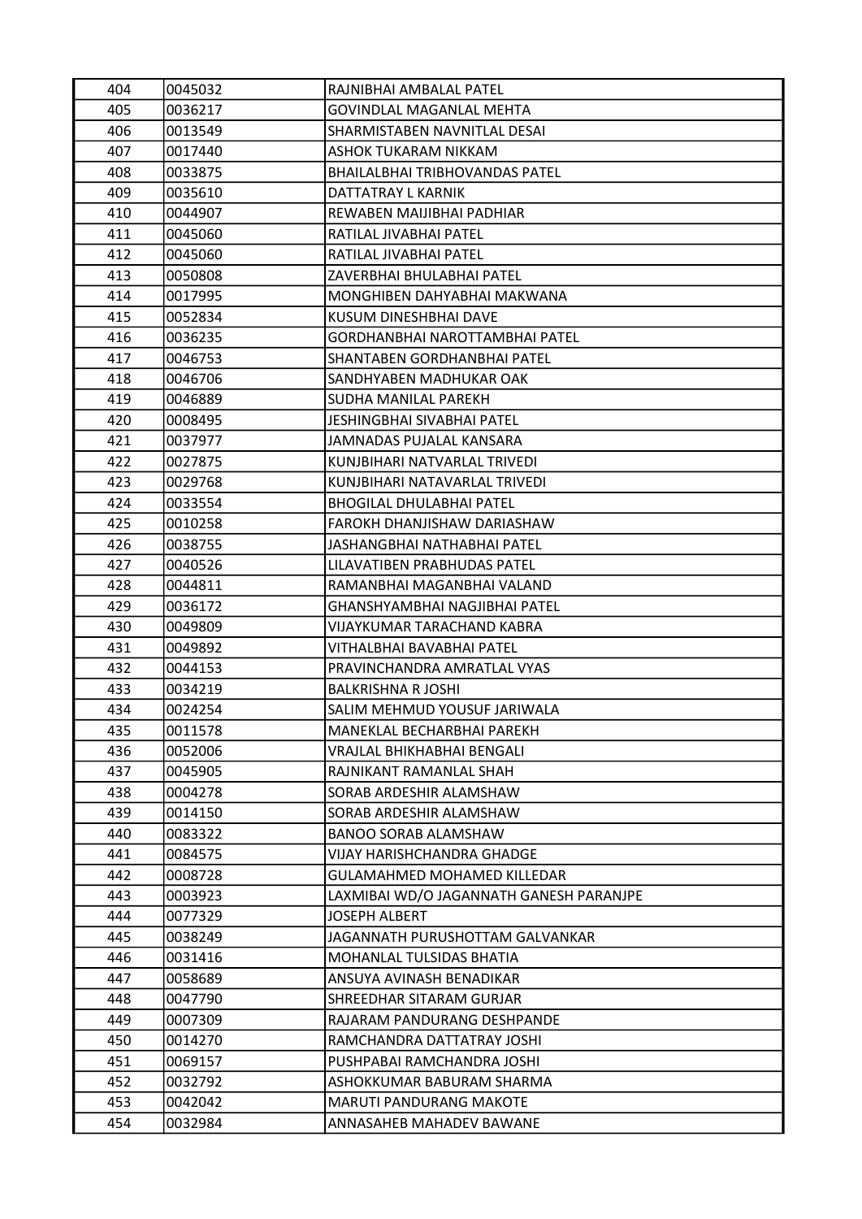| 404 | 0045032 | RAJNIBHAI AMBALAL PATEL |
|---|---|---|
| 405 | 0036217 | GOVINDLAL MAGANLAL MEHTA |
| 406 | 0013549 | SHARMISTABEN NAVNITLAL DESAI |
| 407 | 0017440 | ASHOK TUKARAM NIKKAM |
| 408 | 0033875 | BHAILALBHAI TRIBHOVANDAS PATEL |
| 409 | 0035610 | DATTATRAY L KARNIK |
| 410 | 0044907 | REWABEN MAIJIBHAI PADHIAR |
| 411 | 0045060 | RATILAL JIVABHAI PATEL |
| 412 | 0045060 | RATILAL JIVABHAI PATEL |
| 413 | 0050808 | ZAVERBHAI BHULABHAI PATEL |
| 414 | 0017995 | MONGHIBEN DAHYABHAI MAKWANA |
| 415 | 0052834 | KUSUM DINESHBHAI DAVE |
| 416 | 0036235 | GORDHANBHAI NAROTTAMBHAI PATEL |
| 417 | 0046753 | SHANTABEN GORDHANBHAI PATEL |
| 418 | 0046706 | SANDHYABEN MADHUKAR OAK |
| 419 | 0046889 | SUDHA MANILAL PAREKH |
| 420 | 0008495 | JESHINGBHAI SIVABHAI PATEL |
| 421 | 0037977 | JAMNADAS PUJALAL KANSARA |
| 422 | 0027875 | KUNJBIHARI NATVARLAL TRIVEDI |
| 423 | 0029768 | KUNJBIHARI NATAVARLAL TRIVEDI |
| 424 | 0033554 | BHOGILAL DHULABHAI PATEL |
| 425 | 0010258 | FAROKH DHANJISHAW DARIASHAW |
| 426 | 0038755 | JASHANGBHAI NATHABHAI PATEL |
| 427 | 0040526 | LILAVATIBEN PRABHUDAS PATEL |
| 428 | 0044811 | RAMANBHAI MAGANBHAI VALAND |
| 429 | 0036172 | GHANSHYAMBHAI NAGJIBHAI PATEL |
| 430 | 0049809 | VIJAYKUMAR TARACHAND KABRA |
| 431 | 0049892 | VITHALBHAI BAVABHAI PATEL |
| 432 | 0044153 | PRAVINCHANDRA AMRATLAL VYAS |
| 433 | 0034219 | BALKRISHNA R JOSHI |
| 434 | 0024254 | SALIM MEHMUD YOUSUF JARIWALA |
| 435 | 0011578 | MANEKLAL BECHARBHAI PAREKH |
| 436 | 0052006 | VRAJLAL BHIKHABHAI BENGALI |
| 437 | 0045905 | RAJNIKANT RAMANLAL SHAH |
| 438 | 0004278 | SORAB ARDESHIR ALAMSHAW |
| 439 | 0014150 | SORAB ARDESHIR ALAMSHAW |
| 440 | 0083322 | BANOO SORAB ALAMSHAW |
| 441 | 0084575 | VIJAY HARISHCHANDRA GHADGE |
| 442 | 0008728 | GULAMAHMED MOHAMED KILLEDAR |
| 443 | 0003923 | LAXMIBAI WD/O JAGANNATH GANESH PARANJPE |
| 444 | 0077329 | JOSEPH ALBERT |
| 445 | 0038249 | JAGANNATH PURUSHOTTAM GALVANKAR |
| 446 | 0031416 | MOHANLAL TULSIDAS BHATIA |
| 447 | 0058689 | ANSUYA AVINASH BENADIKAR |
| 448 | 0047790 | SHREEDHAR SITARAM GURJAR |
| 449 | 0007309 | RAJARAM PANDURANG DESHPANDE |
| 450 | 0014270 | RAMCHANDRA DATTATRAY JOSHI |
| 451 | 0069157 | PUSHPABAI RAMCHANDRA JOSHI |
| 452 | 0032792 | ASHOKKUMAR BABURAM SHARMA |
| 453 | 0042042 | MARUTI PANDURANG MAKOTE |
| 454 | 0032984 | ANNASAHEB MAHADEV BAWANE |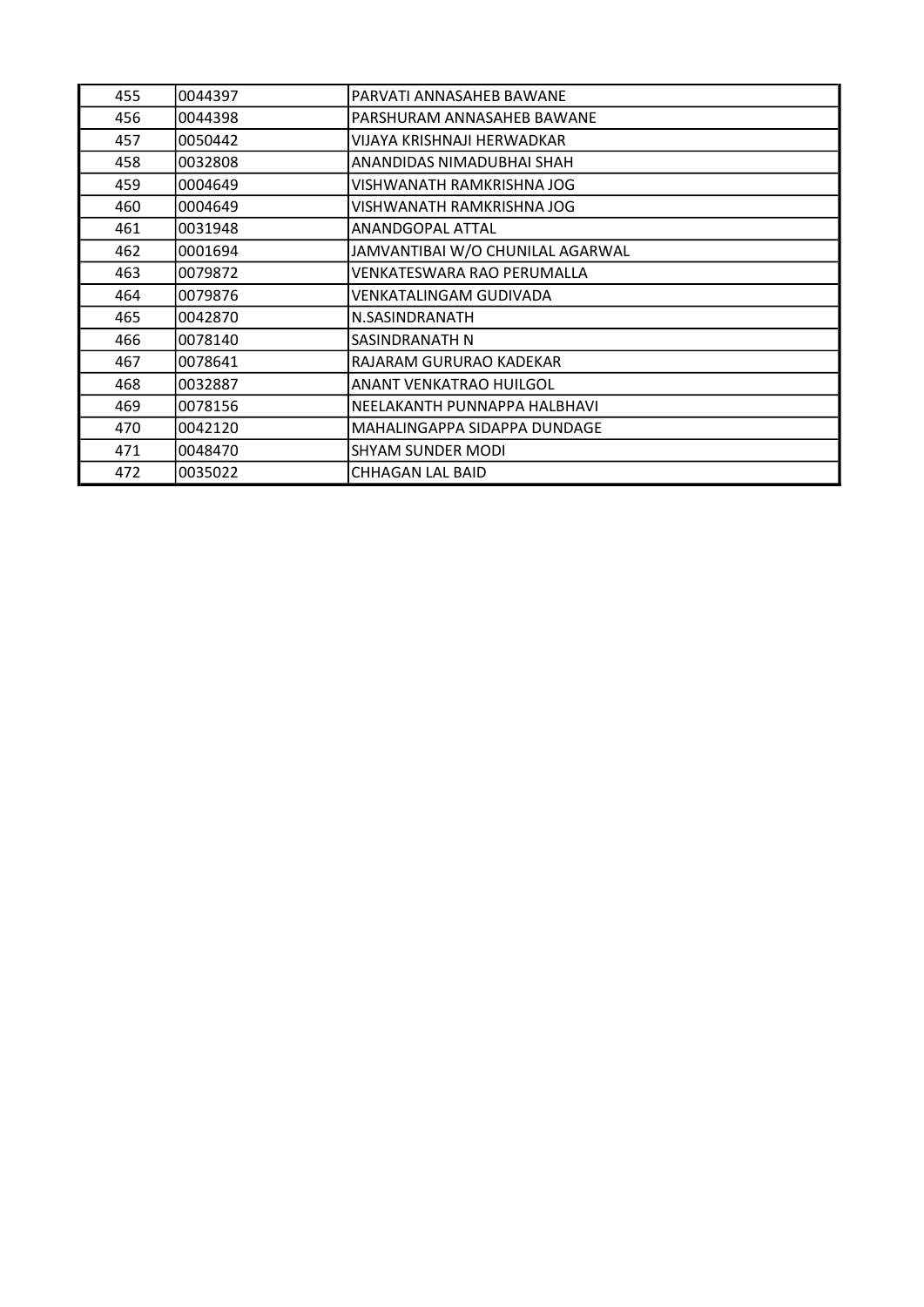| | | |
|---|---|---|
| 455 | 0044397 | PARVATI ANNASAHEB BAWANE |
| 456 | 0044398 | PARSHURAM ANNASAHEB BAWANE |
| 457 | 0050442 | VIJAYA KRISHNAJI HERWADKAR |
| 458 | 0032808 | ANANDIDAS NIMADUBHAI SHAH |
| 459 | 0004649 | VISHWANATH RAMKRISHNA JOG |
| 460 | 0004649 | VISHWANATH RAMKRISHNA JOG |
| 461 | 0031948 | ANANDGOPAL ATTAL |
| 462 | 0001694 | JAMVANTIBAI W/O CHUNILAL AGARWAL |
| 463 | 0079872 | VENKATESWARA RAO PERUMALLA |
| 464 | 0079876 | VENKATALINGAM GUDIVADA |
| 465 | 0042870 | N.SASINDRANATH |
| 466 | 0078140 | SASINDRANATH N |
| 467 | 0078641 | RAJARAM GURURAO KADEKAR |
| 468 | 0032887 | ANANT VENKATRAO HUILGOL |
| 469 | 0078156 | NEELAKANTH PUNNAPPA HALBHAVI |
| 470 | 0042120 | MAHALINGAPPA SIDAPPA DUNDAGE |
| 471 | 0048470 | SHYAM SUNDER MODI |
| 472 | 0035022 | CHHAGAN LAL BAID |